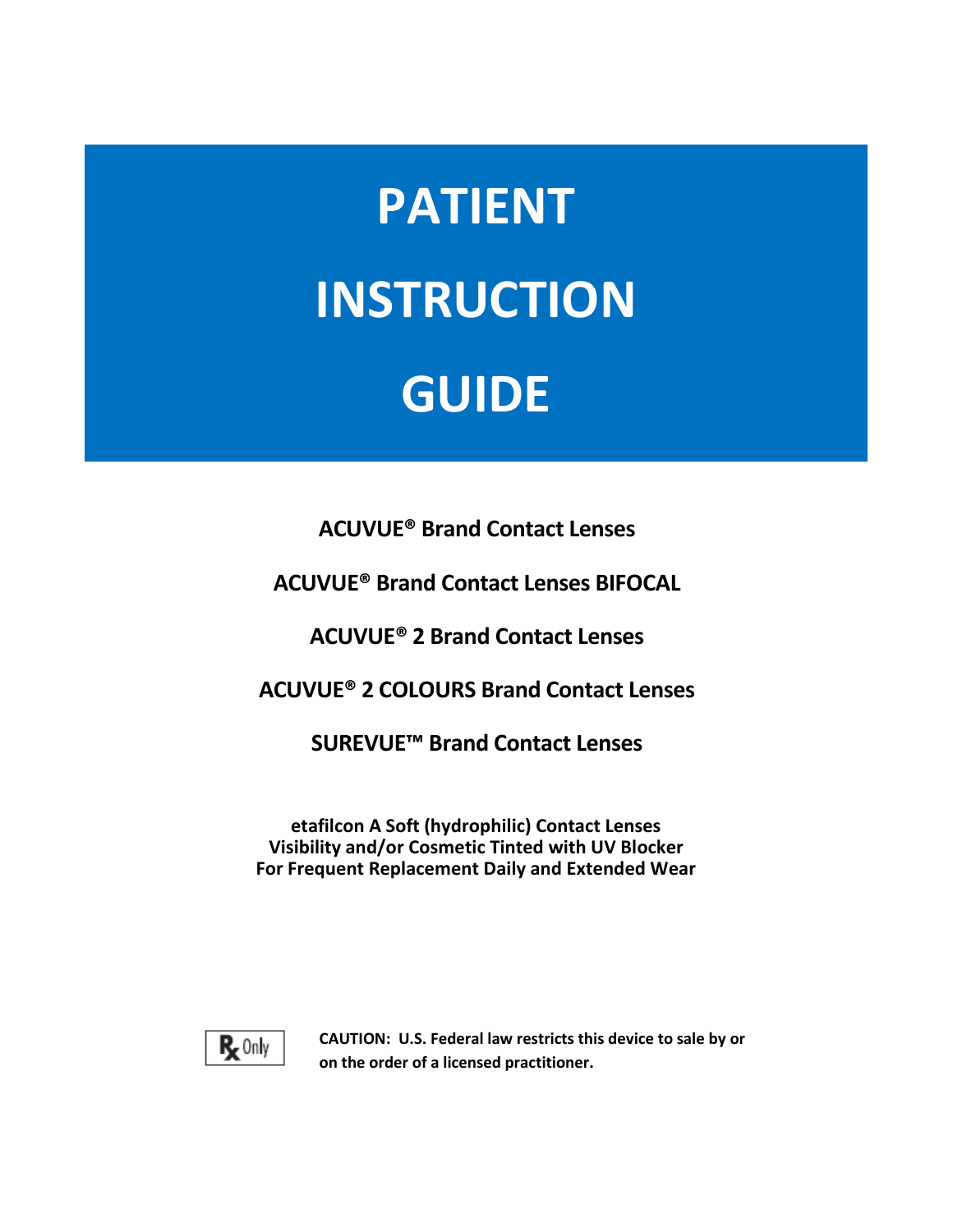# PATIENT INSTRUCTION GUIDE

**ACUVUE® Brand Contact Lenses**

**ACUVUE® Brand Contact Lenses BIFOCAL**

**ACUVUE® 2 Brand Contact Lenses**

**ACUVUE® 2 COLOURS Brand Contact Lenses**

**SUREVUE™ Brand Contact Lenses**

**etafilcon A Soft (hydrophilic) Contact Lenses**
**Visibility and/or Cosmetic Tinted with UV Blocker**
**For Frequent Replacement Daily and Extended Wear**

Rx Only

**CAUTION: U.S. Federal law restricts this device to sale by or on the order of a licensed practitioner.**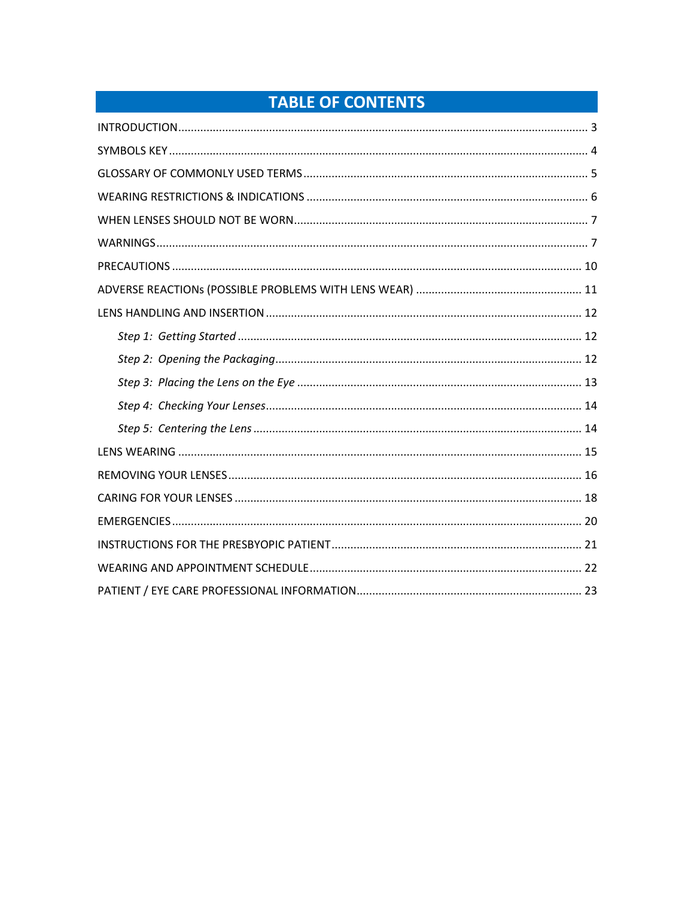# TABLE OF CONTENTS

INTRODUCTION ........................................................................................................................ 3

SYMBOLS KEY ......................................................................................................................... 4

GLOSSARY OF COMMONLY USED TERMS ............................................................................ 5

WEARING RESTRICTIONS & INDICATIONS .......................................................................... 6

WHEN LENSES SHOULD NOT BE WORN ............................................................................... 7

WARNINGS ............................................................................................................................. 7

PRECAUTIONS ...................................................................................................................... 10

ADVERSE REACTIONs (POSSIBLE PROBLEMS WITH LENS WEAR) ..................................... 11

LENS HANDLING AND INSERTION ...................................................................................... 12

*Step 1: Getting Started* ........................................................................................................ 12

*Step 2: Opening the Packaging* ........................................................................................... 12

*Step 3: Placing the Lens on the Eye* .................................................................................... 13

*Step 4: Checking Your Lenses* ............................................................................................. 14

*Step 5: Centering the Lens* .................................................................................................. 14

LENS WEARING .................................................................................................................... 15

REMOVING YOUR LENSES .................................................................................................... 16

CARING FOR YOUR LENSES ................................................................................................. 18

EMERGENCIES ...................................................................................................................... 20

INSTRUCTIONS FOR THE PRESBYOPIC PATIENT ................................................................ 21

WEARING AND APPOINTMENT SCHEDULE ........................................................................ 22

PATIENT / EYE CARE PROFESSIONAL INFORMATION ........................................................ 23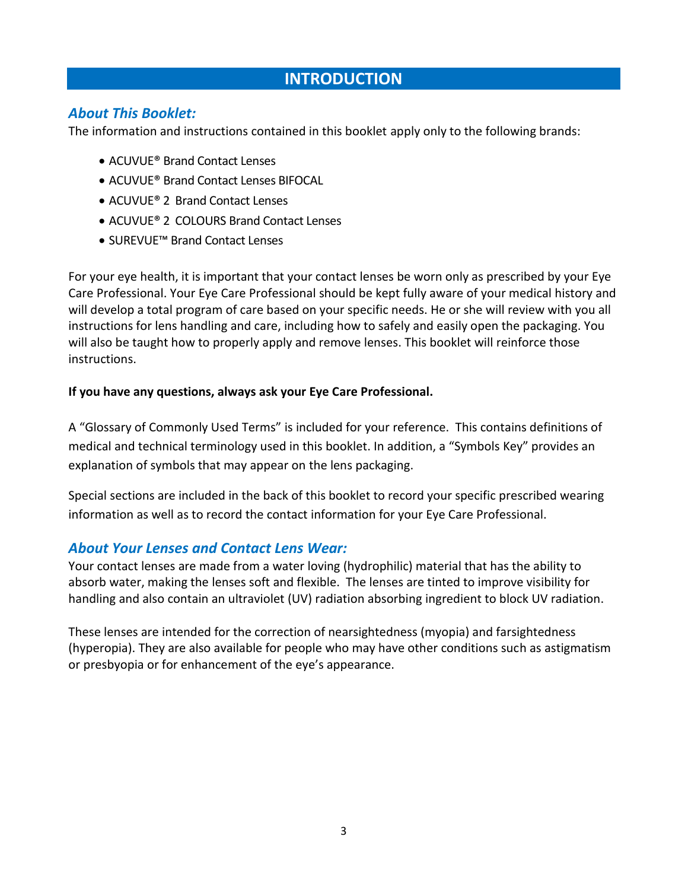# INTRODUCTION

## *About This Booklet:*

The information and instructions contained in this booklet apply only to the following brands:

- ACUVUE® Brand Contact Lenses
- ACUVUE® Brand Contact Lenses BIFOCAL
- ACUVUE® 2 Brand Contact Lenses
- ACUVUE® 2 COLOURS Brand Contact Lenses
- SUREVUE™ Brand Contact Lenses

For your eye health, it is important that your contact lenses be worn only as prescribed by your Eye Care Professional. Your Eye Care Professional should be kept fully aware of your medical history and will develop a total program of care based on your specific needs. He or she will review with you all instructions for lens handling and care, including how to safely and easily open the packaging. You will also be taught how to properly apply and remove lenses. This booklet will reinforce those instructions.

**If you have any questions, always ask your Eye Care Professional.**

A "Glossary of Commonly Used Terms" is included for your reference. This contains definitions of medical and technical terminology used in this booklet. In addition, a "Symbols Key" provides an explanation of symbols that may appear on the lens packaging.

Special sections are included in the back of this booklet to record your specific prescribed wearing information as well as to record the contact information for your Eye Care Professional.

## *About Your Lenses and Contact Lens Wear:*

Your contact lenses are made from a water loving (hydrophilic) material that has the ability to absorb water, making the lenses soft and flexible. The lenses are tinted to improve visibility for handling and also contain an ultraviolet (UV) radiation absorbing ingredient to block UV radiation.

These lenses are intended for the correction of nearsightedness (myopia) and farsightedness (hyperopia). They are also available for people who may have other conditions such as astigmatism or presbyopia or for enhancement of the eye's appearance.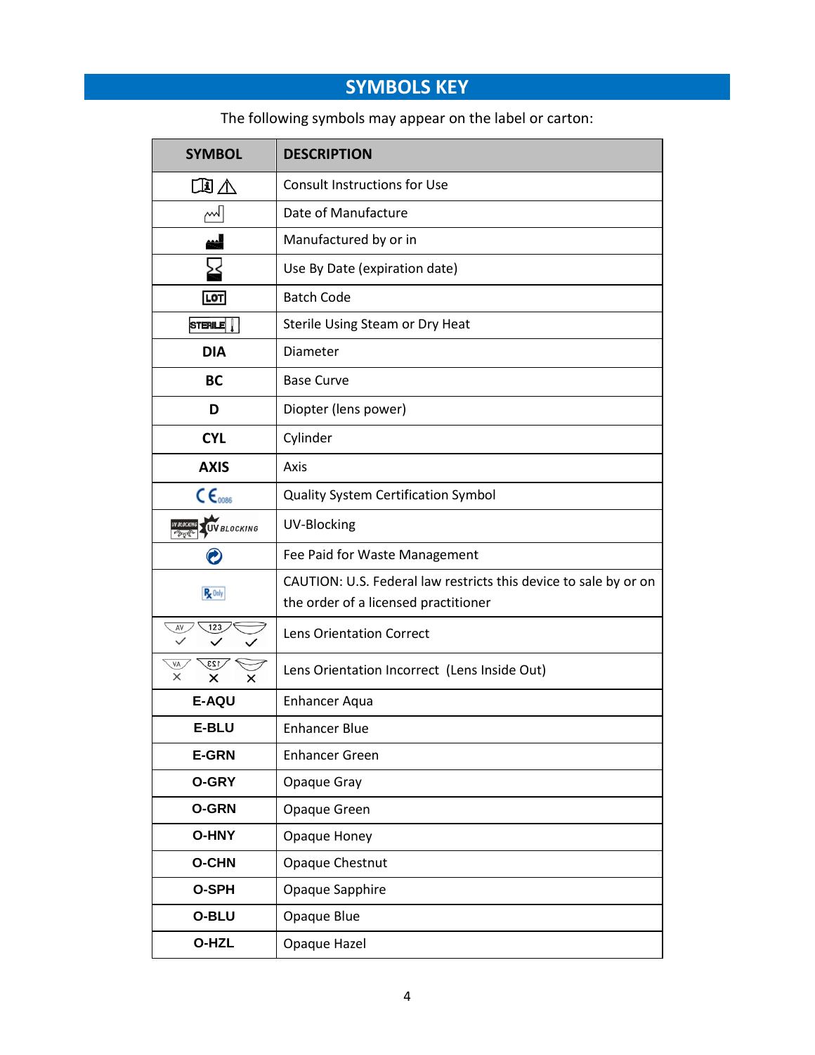## SYMBOLS KEY

The following symbols may appear on the label or carton:

| SYMBOL | DESCRIPTION |
| --- | --- |
| | Consult Instructions for Use |
| | Date of Manufacture |
| | Manufactured by or in |
| | Use By Date (expiration date) |
| LOT | Batch Code |
| STERILE | Sterile Using Steam or Dry Heat |
| **DIA** | Diameter |
| **BC** | Base Curve |
| **D** | Diopter (lens power) |
| **CYL** | Cylinder |
| **AXIS** | Axis |
| CE 0086 | Quality System Certification Symbol |
| UV BLOCKING | UV-Blocking |
| | Fee Paid for Waste Management |
| Rx Only | CAUTION: U.S. Federal law restricts this device to sale by or on the order of a licensed practitioner |
| AV ✓ 123 ✓ ✓ | Lens Orientation Correct |
| VA × 123 × × | Lens Orientation Incorrect (Lens Inside Out) |
| **E-AQU** | Enhancer Aqua |
| **E-BLU** | Enhancer Blue |
| **E-GRN** | Enhancer Green |
| **O-GRY** | Opaque Gray |
| **O-GRN** | Opaque Green |
| **O-HNY** | Opaque Honey |
| **O-CHN** | Opaque Chestnut |
| **O-SPH** | Opaque Sapphire |
| **O-BLU** | Opaque Blue |
| **O-HZL** | Opaque Hazel |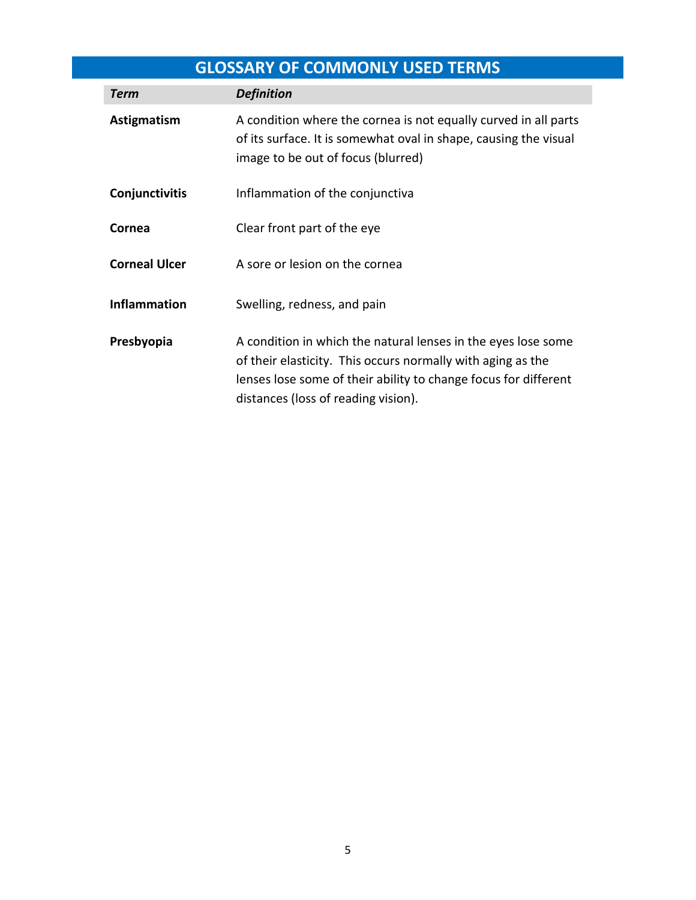## GLOSSARY OF COMMONLY USED TERMS

| *Term* | *Definition* |
|---|---|
| **Astigmatism** | A condition where the cornea is not equally curved in all parts of its surface. It is somewhat oval in shape, causing the visual image to be out of focus (blurred) |
| **Conjunctivitis** | Inflammation of the conjunctiva |
| **Cornea** | Clear front part of the eye |
| **Corneal Ulcer** | A sore or lesion on the cornea |
| **Inflammation** | Swelling, redness, and pain |
| **Presbyopia** | A condition in which the natural lenses in the eyes lose some of their elasticity. This occurs normally with aging as the lenses lose some of their ability to change focus for different distances (loss of reading vision). |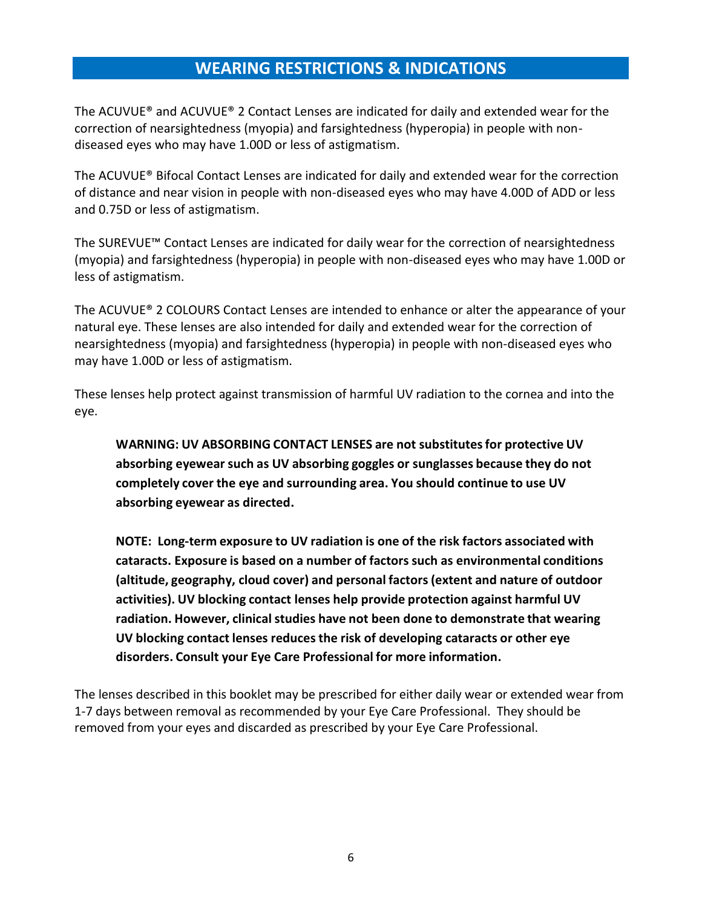## WEARING RESTRICTIONS & INDICATIONS

The ACUVUE® and ACUVUE® 2 Contact Lenses are indicated for daily and extended wear for the correction of nearsightedness (myopia) and farsightedness (hyperopia) in people with non-diseased eyes who may have 1.00D or less of astigmatism.

The ACUVUE® Bifocal Contact Lenses are indicated for daily and extended wear for the correction of distance and near vision in people with non-diseased eyes who may have 4.00D of ADD or less and 0.75D or less of astigmatism.

The SUREVUE™ Contact Lenses are indicated for daily wear for the correction of nearsightedness (myopia) and farsightedness (hyperopia) in people with non-diseased eyes who may have 1.00D or less of astigmatism.

The ACUVUE® 2 COLOURS Contact Lenses are intended to enhance or alter the appearance of your natural eye. These lenses are also intended for daily and extended wear for the correction of nearsightedness (myopia) and farsightedness (hyperopia) in people with non-diseased eyes who may have 1.00D or less of astigmatism.

These lenses help protect against transmission of harmful UV radiation to the cornea and into the eye.

> **WARNING: UV ABSORBING CONTACT LENSES are not substitutes for protective UV absorbing eyewear such as UV absorbing goggles or sunglasses because they do not completely cover the eye and surrounding area. You should continue to use UV absorbing eyewear as directed.**
>
> **NOTE: Long-term exposure to UV radiation is one of the risk factors associated with cataracts. Exposure is based on a number of factors such as environmental conditions (altitude, geography, cloud cover) and personal factors (extent and nature of outdoor activities). UV blocking contact lenses help provide protection against harmful UV radiation. However, clinical studies have not been done to demonstrate that wearing UV blocking contact lenses reduces the risk of developing cataracts or other eye disorders. Consult your Eye Care Professional for more information.**

The lenses described in this booklet may be prescribed for either daily wear or extended wear from 1-7 days between removal as recommended by your Eye Care Professional. They should be removed from your eyes and discarded as prescribed by your Eye Care Professional.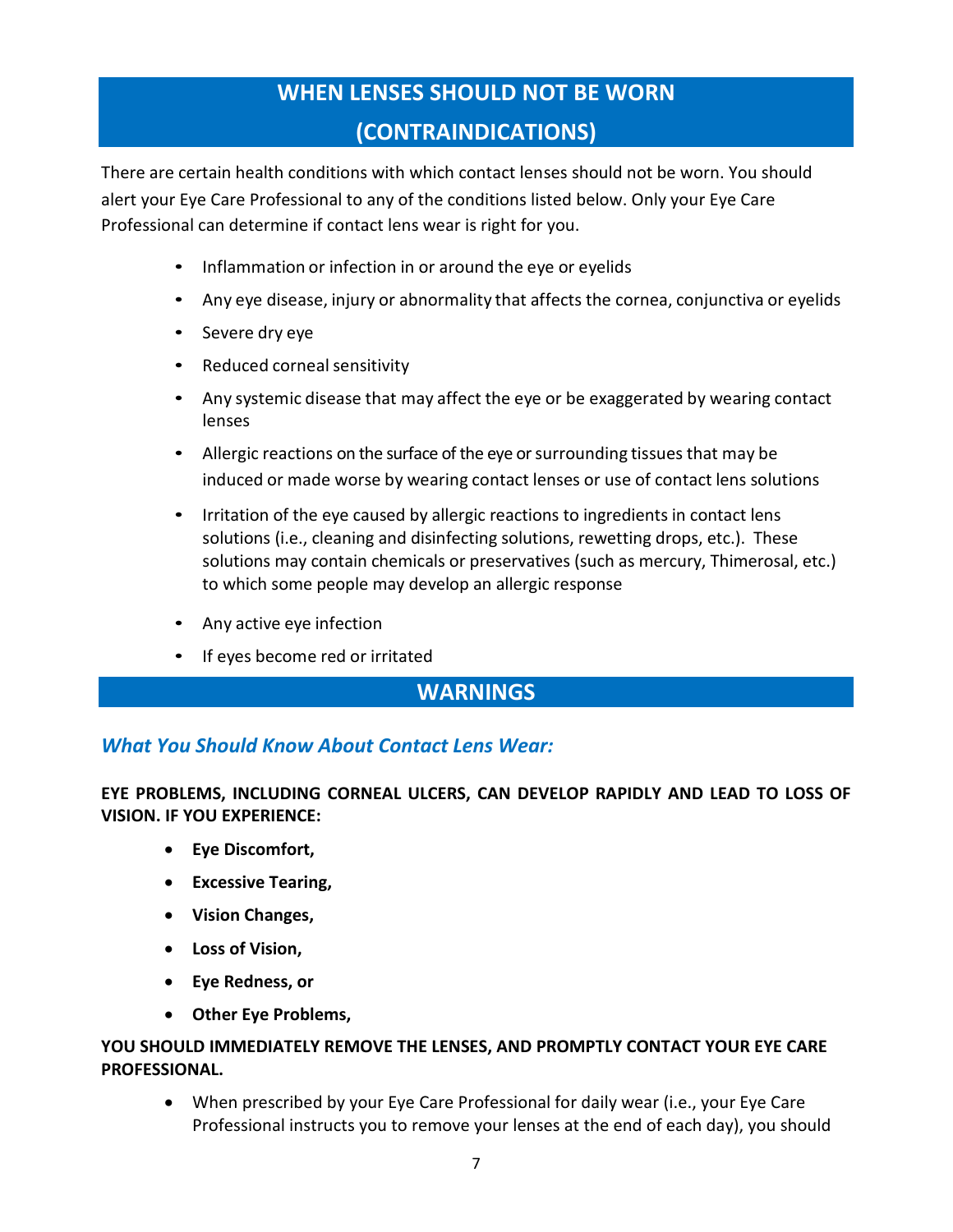## WHEN LENSES SHOULD NOT BE WORN (CONTRAINDICATIONS)

There are certain health conditions with which contact lenses should not be worn. You should alert your Eye Care Professional to any of the conditions listed below. Only your Eye Care Professional can determine if contact lens wear is right for you.

- Inflammation or infection in or around the eye or eyelids
- Any eye disease, injury or abnormality that affects the cornea, conjunctiva or eyelids
- Severe dry eye
- Reduced corneal sensitivity
- Any systemic disease that may affect the eye or be exaggerated by wearing contact lenses
- Allergic reactions on the surface of the eye or surrounding tissues that may be induced or made worse by wearing contact lenses or use of contact lens solutions
- Irritation of the eye caused by allergic reactions to ingredients in contact lens solutions (i.e., cleaning and disinfecting solutions, rewetting drops, etc.). These solutions may contain chemicals or preservatives (such as mercury, Thimerosal, etc.) to which some people may develop an allergic response
- Any active eye infection
- If eyes become red or irritated

## WARNINGS

### *What You Should Know About Contact Lens Wear:*

**EYE PROBLEMS, INCLUDING CORNEAL ULCERS, CAN DEVELOP RAPIDLY AND LEAD TO LOSS OF VISION. IF YOU EXPERIENCE:**

- **Eye Discomfort,**
- **Excessive Tearing,**
- **Vision Changes,**
- **Loss of Vision,**
- **Eye Redness, or**
- **Other Eye Problems,**

**YOU SHOULD IMMEDIATELY REMOVE THE LENSES, AND PROMPTLY CONTACT YOUR EYE CARE PROFESSIONAL.**

- When prescribed by your Eye Care Professional for daily wear (i.e., your Eye Care Professional instructs you to remove your lenses at the end of each day), you should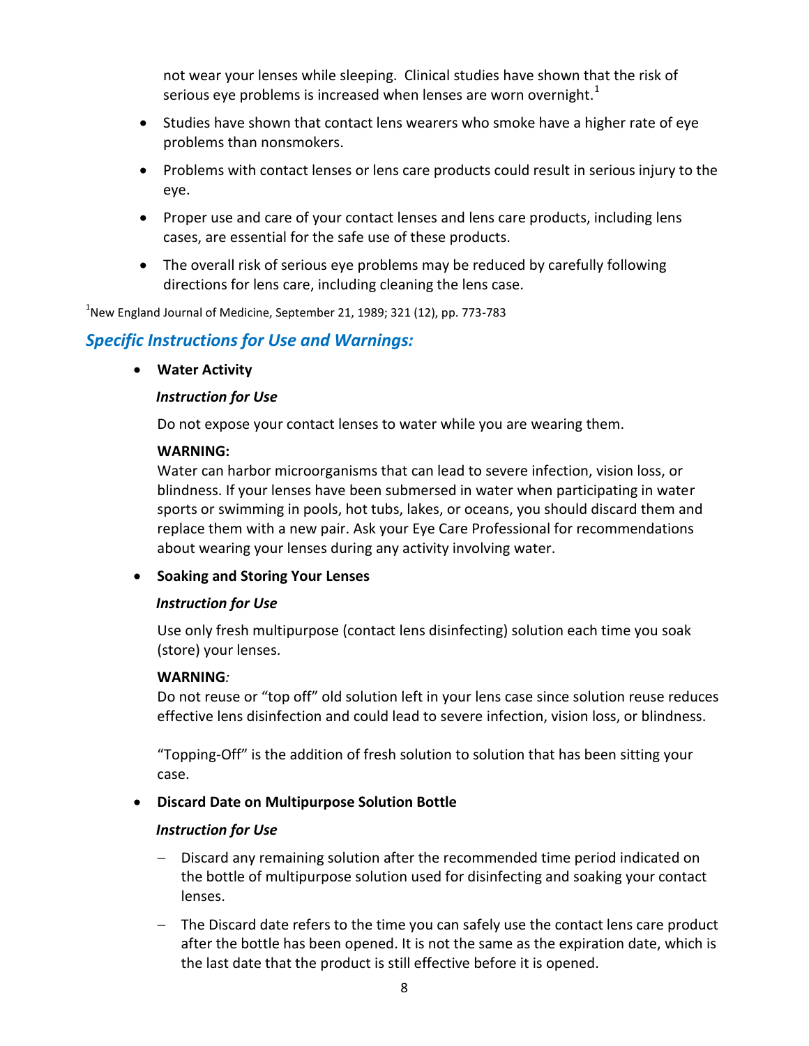not wear your lenses while sleeping. Clinical studies have shown that the risk of serious eye problems is increased when lenses are worn overnight.[1]

- Studies have shown that contact lens wearers who smoke have a higher rate of eye problems than nonsmokers.
- Problems with contact lenses or lens care products could result in serious injury to the eye.
- Proper use and care of your contact lenses and lens care products, including lens cases, are essential for the safe use of these products.
- The overall risk of serious eye problems may be reduced by carefully following directions for lens care, including cleaning the lens case.

[1]New England Journal of Medicine, September 21, 1989; 321 (12), pp. 773-783

## *Specific Instructions for Use and Warnings:*

- **Water Activity**

  ***Instruction for Use***

  Do not expose your contact lenses to water while you are wearing them.

  **WARNING:**
  Water can harbor microorganisms that can lead to severe infection, vision loss, or blindness. If your lenses have been submersed in water when participating in water sports or swimming in pools, hot tubs, lakes, or oceans, you should discard them and replace them with a new pair. Ask your Eye Care Professional for recommendations about wearing your lenses during any activity involving water.

- **Soaking and Storing Your Lenses**

  ***Instruction for Use***

  Use only fresh multipurpose (contact lens disinfecting) solution each time you soak (store) your lenses.

  **WARNING***:*
  Do not reuse or "top off" old solution left in your lens case since solution reuse reduces effective lens disinfection and could lead to severe infection, vision loss, or blindness.

  "Topping-Off" is the addition of fresh solution to solution that has been sitting your case.

- **Discard Date on Multipurpose Solution Bottle**

  ***Instruction for Use***

  - Discard any remaining solution after the recommended time period indicated on the bottle of multipurpose solution used for disinfecting and soaking your contact lenses.
  - The Discard date refers to the time you can safely use the contact lens care product after the bottle has been opened. It is not the same as the expiration date, which is the last date that the product is still effective before it is opened.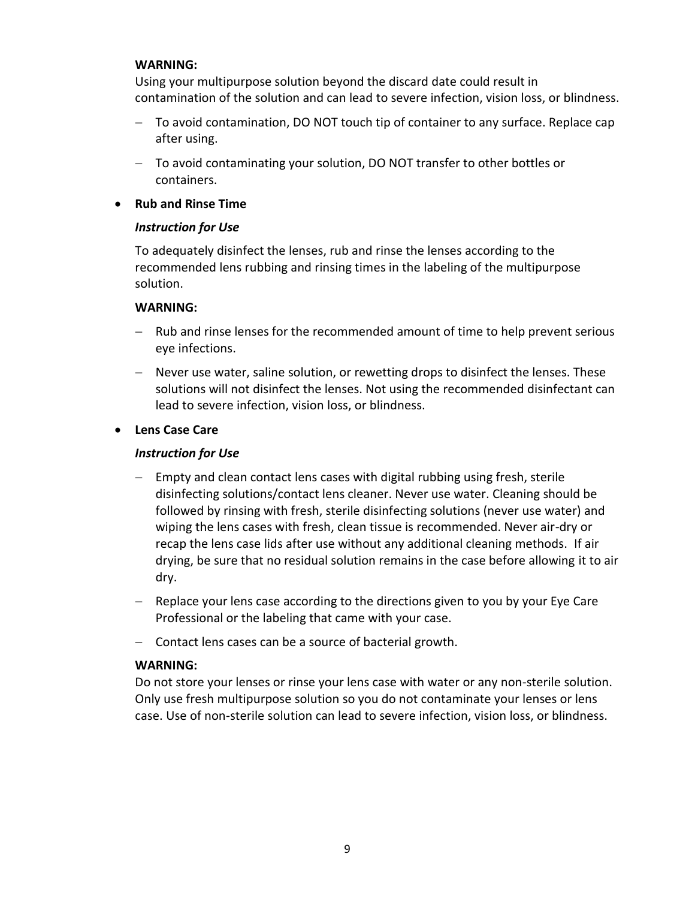**WARNING:**
Using your multipurpose solution beyond the discard date could result in contamination of the solution and can lead to severe infection, vision loss, or blindness.

- To avoid contamination, DO NOT touch tip of container to any surface. Replace cap after using.
- To avoid contaminating your solution, DO NOT transfer to other bottles or containers.

- **Rub and Rinse Time**

  ***Instruction for Use***

  To adequately disinfect the lenses, rub and rinse the lenses according to the recommended lens rubbing and rinsing times in the labeling of the multipurpose solution.

  **WARNING:**

  - Rub and rinse lenses for the recommended amount of time to help prevent serious eye infections.
  - Never use water, saline solution, or rewetting drops to disinfect the lenses. These solutions will not disinfect the lenses. Not using the recommended disinfectant can lead to severe infection, vision loss, or blindness.

- **Lens Case Care**

  ***Instruction for Use***

  - Empty and clean contact lens cases with digital rubbing using fresh, sterile disinfecting solutions/contact lens cleaner. Never use water. Cleaning should be followed by rinsing with fresh, sterile disinfecting solutions (never use water) and wiping the lens cases with fresh, clean tissue is recommended. Never air-dry or recap the lens case lids after use without any additional cleaning methods. If air drying, be sure that no residual solution remains in the case before allowing it to air dry.
  - Replace your lens case according to the directions given to you by your Eye Care Professional or the labeling that came with your case.
  - Contact lens cases can be a source of bacterial growth.

  **WARNING:**
  Do not store your lenses or rinse your lens case with water or any non-sterile solution. Only use fresh multipurpose solution so you do not contaminate your lenses or lens case. Use of non-sterile solution can lead to severe infection, vision loss, or blindness.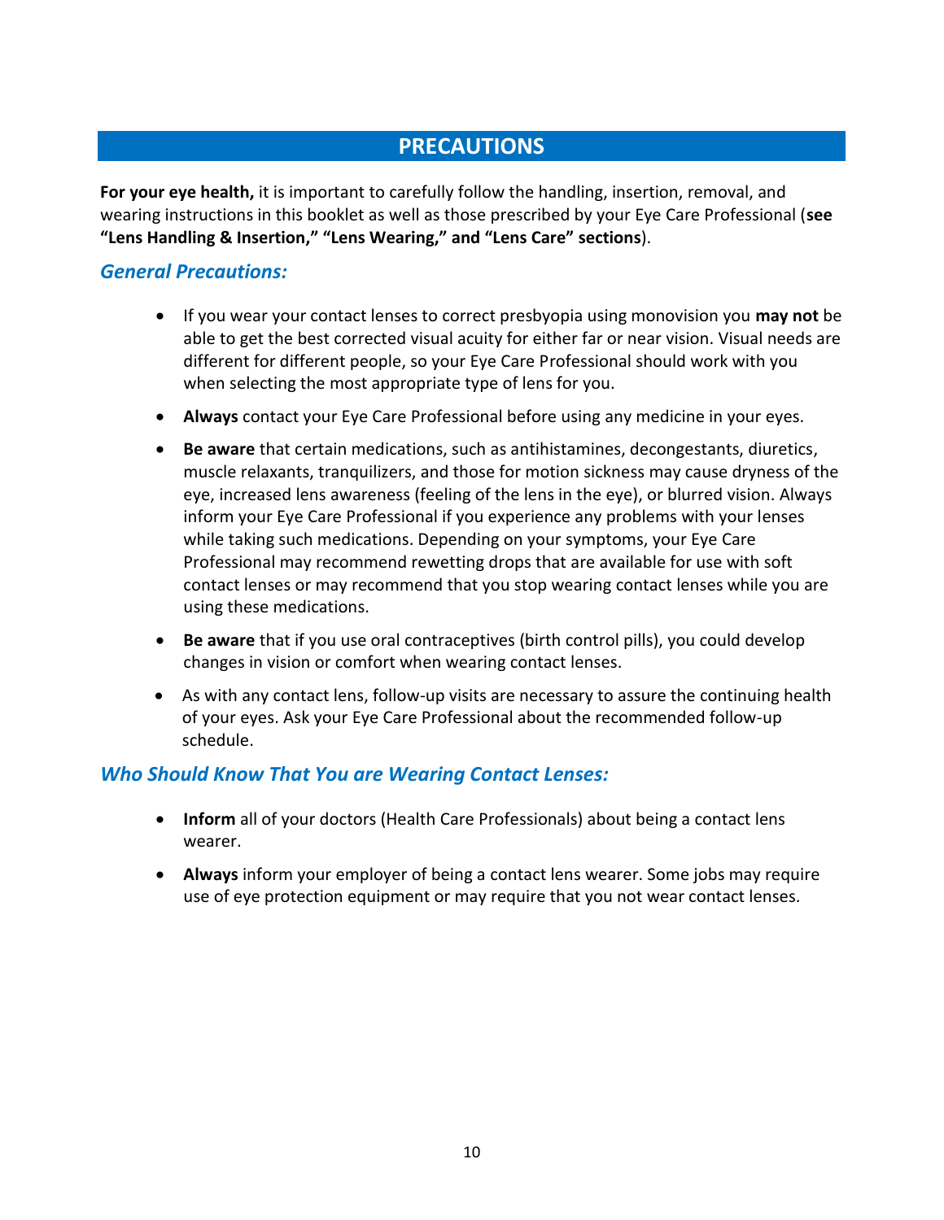## PRECAUTIONS

**For your eye health,** it is important to carefully follow the handling, insertion, removal, and wearing instructions in this booklet as well as those prescribed by your Eye Care Professional (**see "Lens Handling & Insertion," "Lens Wearing," and "Lens Care" sections**).

### *General Precautions:*

- If you wear your contact lenses to correct presbyopia using monovision you **may not** be able to get the best corrected visual acuity for either far or near vision. Visual needs are different for different people, so your Eye Care Professional should work with you when selecting the most appropriate type of lens for you.
- **Always** contact your Eye Care Professional before using any medicine in your eyes.
- **Be aware** that certain medications, such as antihistamines, decongestants, diuretics, muscle relaxants, tranquilizers, and those for motion sickness may cause dryness of the eye, increased lens awareness (feeling of the lens in the eye), or blurred vision. Always inform your Eye Care Professional if you experience any problems with your lenses while taking such medications. Depending on your symptoms, your Eye Care Professional may recommend rewetting drops that are available for use with soft contact lenses or may recommend that you stop wearing contact lenses while you are using these medications.
- **Be aware** that if you use oral contraceptives (birth control pills), you could develop changes in vision or comfort when wearing contact lenses.
- As with any contact lens, follow-up visits are necessary to assure the continuing health of your eyes. Ask your Eye Care Professional about the recommended follow-up schedule.

### *Who Should Know That You are Wearing Contact Lenses:*

- **Inform** all of your doctors (Health Care Professionals) about being a contact lens wearer.
- **Always** inform your employer of being a contact lens wearer. Some jobs may require use of eye protection equipment or may require that you not wear contact lenses.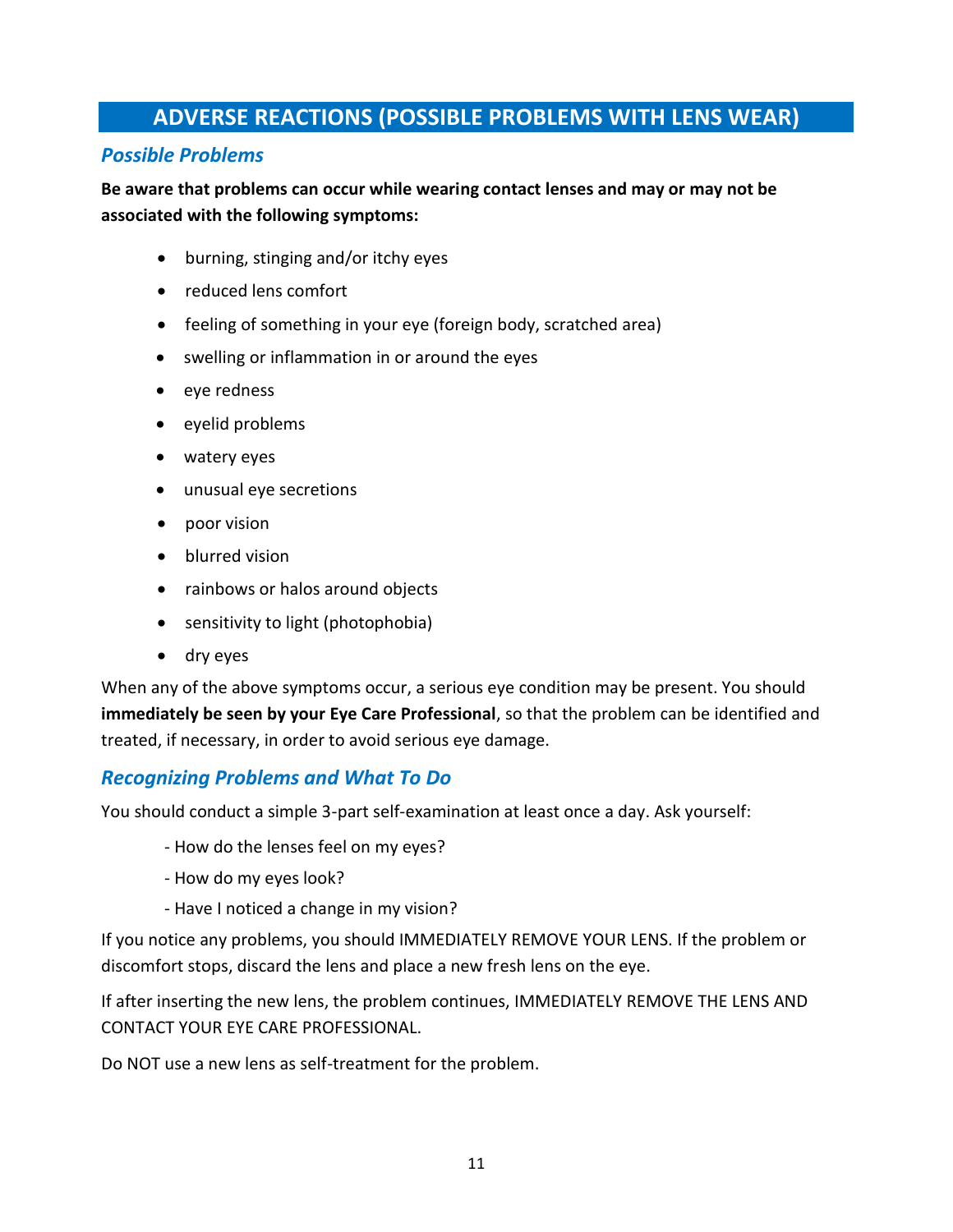## ADVERSE REACTIONS (POSSIBLE PROBLEMS WITH LENS WEAR)

### *Possible Problems*

**Be aware that problems can occur while wearing contact lenses and may or may not be associated with the following symptoms:**

- burning, stinging and/or itchy eyes
- reduced lens comfort
- feeling of something in your eye (foreign body, scratched area)
- swelling or inflammation in or around the eyes
- eye redness
- eyelid problems
- watery eyes
- unusual eye secretions
- poor vision
- blurred vision
- rainbows or halos around objects
- sensitivity to light (photophobia)
- dry eyes

When any of the above symptoms occur, a serious eye condition may be present. You should **immediately be seen by your Eye Care Professional**, so that the problem can be identified and treated, if necessary, in order to avoid serious eye damage.

### *Recognizing Problems and What To Do*

You should conduct a simple 3-part self-examination at least once a day. Ask yourself:

- How do the lenses feel on my eyes?
- How do my eyes look?
- Have I noticed a change in my vision?

If you notice any problems, you should IMMEDIATELY REMOVE YOUR LENS. If the problem or discomfort stops, discard the lens and place a new fresh lens on the eye.

If after inserting the new lens, the problem continues, IMMEDIATELY REMOVE THE LENS AND CONTACT YOUR EYE CARE PROFESSIONAL.

Do NOT use a new lens as self-treatment for the problem.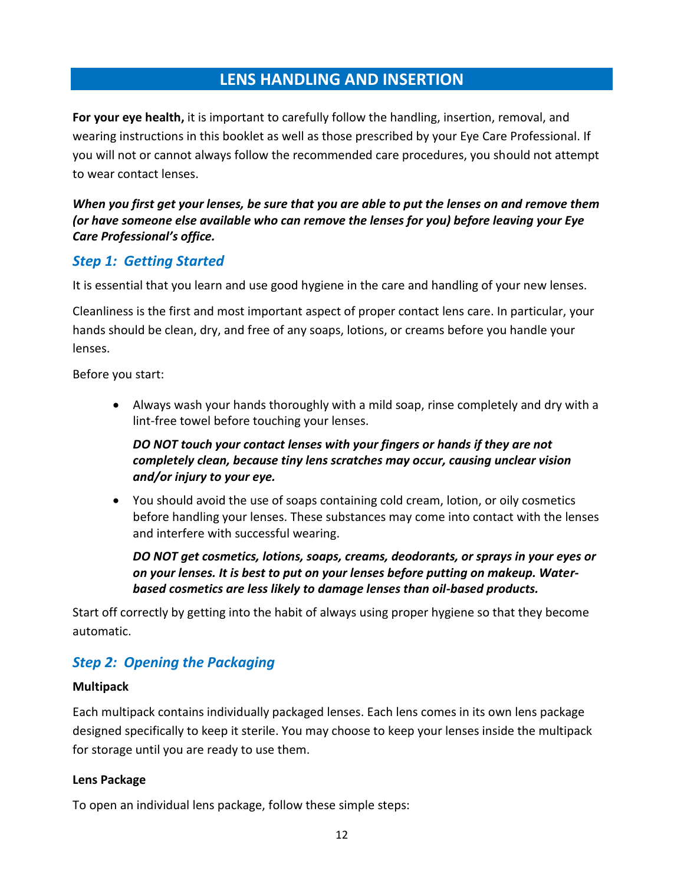# LENS HANDLING AND INSERTION

**For your eye health,** it is important to carefully follow the handling, insertion, removal, and wearing instructions in this booklet as well as those prescribed by your Eye Care Professional. If you will not or cannot always follow the recommended care procedures, you should not attempt to wear contact lenses.

***When you first get your lenses, be sure that you are able to put the lenses on and remove them (or have someone else available who can remove the lenses for you) before leaving your Eye Care Professional's office.***

## *Step 1: Getting Started*

It is essential that you learn and use good hygiene in the care and handling of your new lenses.

Cleanliness is the first and most important aspect of proper contact lens care. In particular, your hands should be clean, dry, and free of any soaps, lotions, or creams before you handle your lenses.

Before you start:

- Always wash your hands thoroughly with a mild soap, rinse completely and dry with a lint-free towel before touching your lenses.

  ***DO NOT touch your contact lenses with your fingers or hands if they are not completely clean, because tiny lens scratches may occur, causing unclear vision and/or injury to your eye.***

- You should avoid the use of soaps containing cold cream, lotion, or oily cosmetics before handling your lenses. These substances may come into contact with the lenses and interfere with successful wearing.

  ***DO NOT get cosmetics, lotions, soaps, creams, deodorants, or sprays in your eyes or on your lenses. It is best to put on your lenses before putting on makeup. Water-based cosmetics are less likely to damage lenses than oil-based products.***

Start off correctly by getting into the habit of always using proper hygiene so that they become automatic.

## *Step 2: Opening the Packaging*

**Multipack**

Each multipack contains individually packaged lenses. Each lens comes in its own lens package designed specifically to keep it sterile. You may choose to keep your lenses inside the multipack for storage until you are ready to use them.

**Lens Package**

To open an individual lens package, follow these simple steps: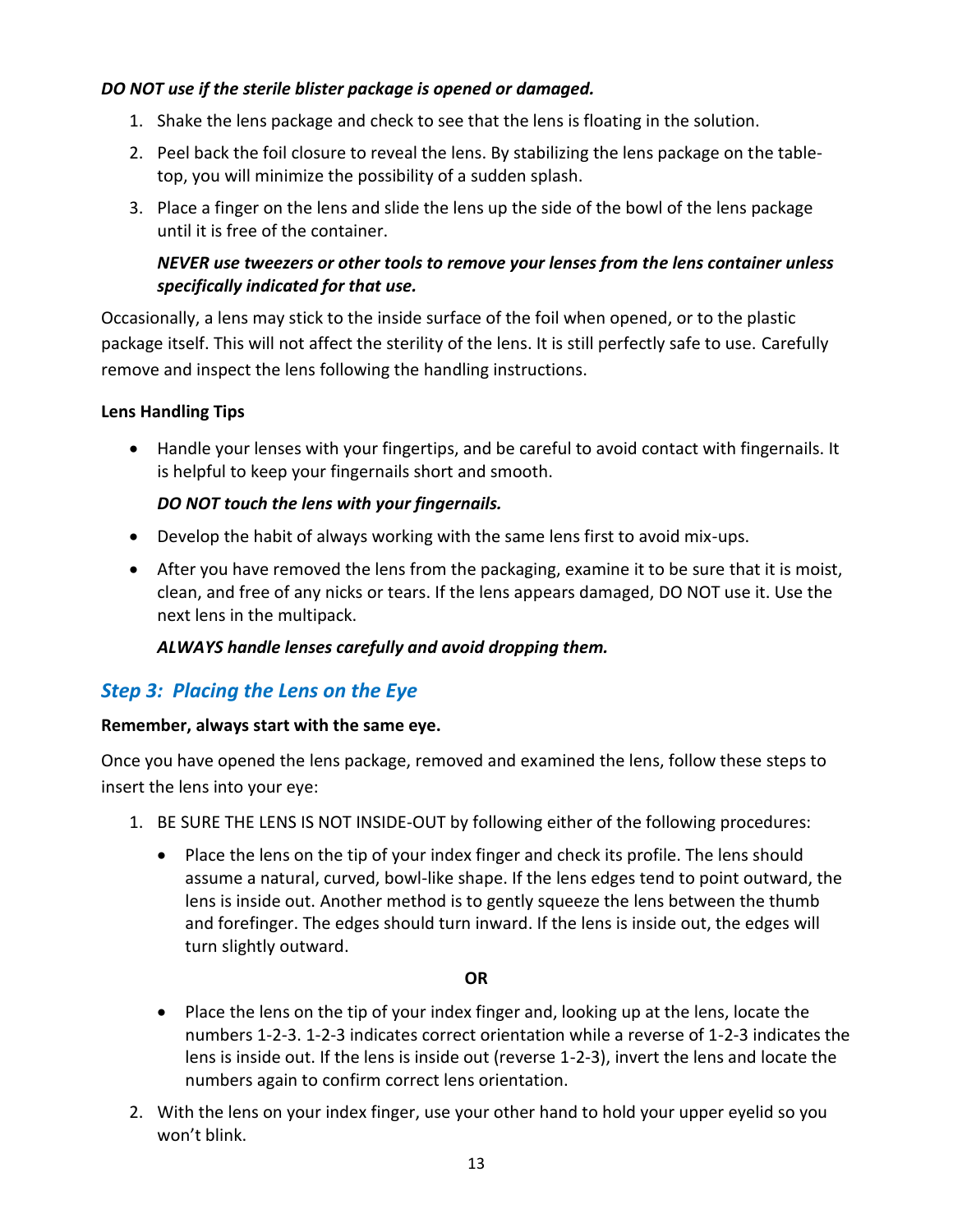***DO NOT use if the sterile blister package is opened or damaged.***

1. Shake the lens package and check to see that the lens is floating in the solution.
2. Peel back the foil closure to reveal the lens. By stabilizing the lens package on the table-top, you will minimize the possibility of a sudden splash.
3. Place a finger on the lens and slide the lens up the side of the bowl of the lens package until it is free of the container.

   ***NEVER use tweezers or other tools to remove your lenses from the lens container unless specifically indicated for that use.***

Occasionally, a lens may stick to the inside surface of the foil when opened, or to the plastic package itself. This will not affect the sterility of the lens. It is still perfectly safe to use. Carefully remove and inspect the lens following the handling instructions.

**Lens Handling Tips**

- Handle your lenses with your fingertips, and be careful to avoid contact with fingernails. It is helpful to keep your fingernails short and smooth.

  ***DO NOT touch the lens with your fingernails.***

- Develop the habit of always working with the same lens first to avoid mix-ups.
- After you have removed the lens from the packaging, examine it to be sure that it is moist, clean, and free of any nicks or tears. If the lens appears damaged, DO NOT use it. Use the next lens in the multipack.

  ***ALWAYS handle lenses carefully and avoid dropping them.***

## *Step 3: Placing the Lens on the Eye*

**Remember, always start with the same eye.**

Once you have opened the lens package, removed and examined the lens, follow these steps to insert the lens into your eye:

1. BE SURE THE LENS IS NOT INSIDE-OUT by following either of the following procedures:
   - Place the lens on the tip of your index finger and check its profile. The lens should assume a natural, curved, bowl-like shape. If the lens edges tend to point outward, the lens is inside out. Another method is to gently squeeze the lens between the thumb and forefinger. The edges should turn inward. If the lens is inside out, the edges will turn slightly outward.

     **OR**

   - Place the lens on the tip of your index finger and, looking up at the lens, locate the numbers 1-2-3. 1-2-3 indicates correct orientation while a reverse of 1-2-3 indicates the lens is inside out. If the lens is inside out (reverse 1-2-3), invert the lens and locate the numbers again to confirm correct lens orientation.
2. With the lens on your index finger, use your other hand to hold your upper eyelid so you won't blink.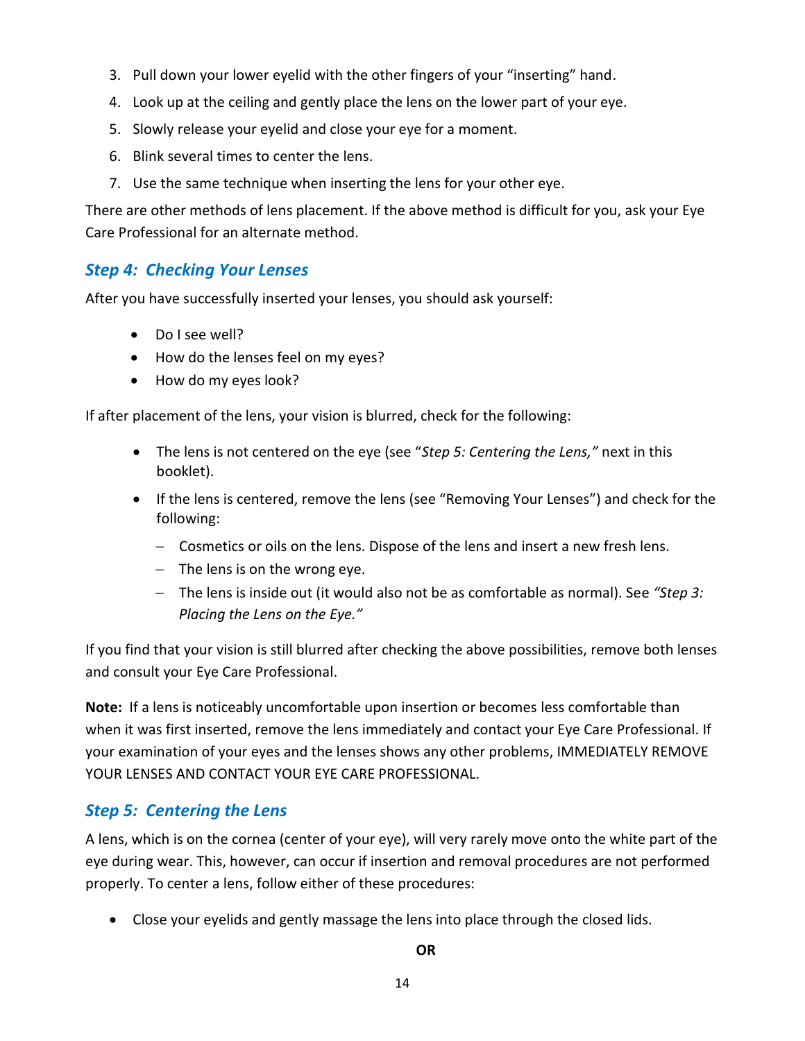3. Pull down your lower eyelid with the other fingers of your “inserting” hand.
4. Look up at the ceiling and gently place the lens on the lower part of your eye.
5. Slowly release your eyelid and close your eye for a moment.
6. Blink several times to center the lens.
7. Use the same technique when inserting the lens for your other eye.

There are other methods of lens placement. If the above method is difficult for you, ask your Eye Care Professional for an alternate method.

### *Step 4: Checking Your Lenses*

After you have successfully inserted your lenses, you should ask yourself:

- Do I see well?
- How do the lenses feel on my eyes?
- How do my eyes look?

If after placement of the lens, your vision is blurred, check for the following:

- The lens is not centered on the eye (see “*Step 5: Centering the Lens,”* next in this booklet).
- If the lens is centered, remove the lens (see “Removing Your Lenses”) and check for the following:
  - Cosmetics or oils on the lens. Dispose of the lens and insert a new fresh lens.
  - The lens is on the wrong eye.
  - The lens is inside out (it would also not be as comfortable as normal). See *“Step 3: Placing the Lens on the Eye.”*

If you find that your vision is still blurred after checking the above possibilities, remove both lenses and consult your Eye Care Professional.

**Note:** If a lens is noticeably uncomfortable upon insertion or becomes less comfortable than when it was first inserted, remove the lens immediately and contact your Eye Care Professional. If your examination of your eyes and the lenses shows any other problems, IMMEDIATELY REMOVE YOUR LENSES AND CONTACT YOUR EYE CARE PROFESSIONAL.

### *Step 5: Centering the Lens*

A lens, which is on the cornea (center of your eye), will very rarely move onto the white part of the eye during wear. This, however, can occur if insertion and removal procedures are not performed properly. To center a lens, follow either of these procedures:

- Close your eyelids and gently massage the lens into place through the closed lids.

**OR**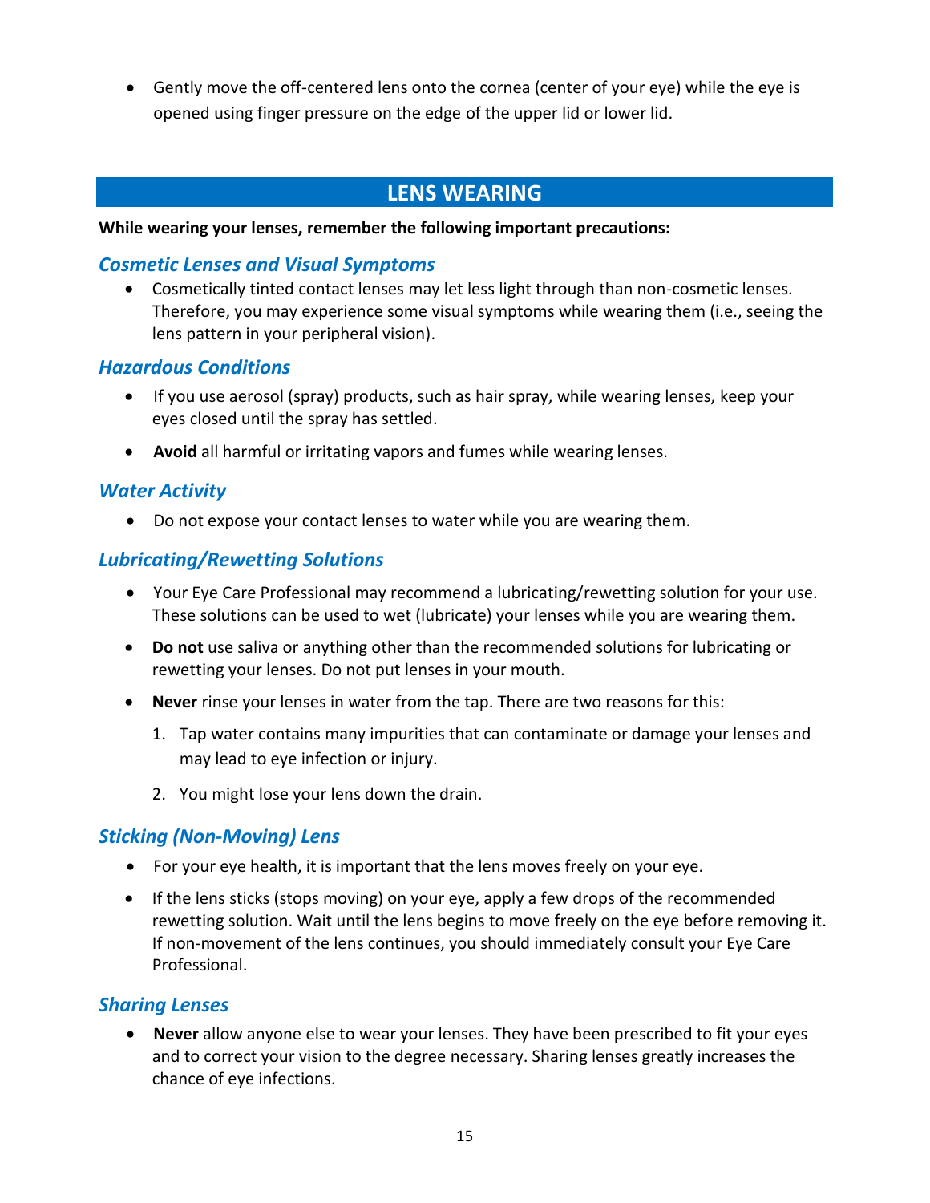- Gently move the off-centered lens onto the cornea (center of your eye) while the eye is opened using finger pressure on the edge of the upper lid or lower lid.

## LENS WEARING

**While wearing your lenses, remember the following important precautions:**

### *Cosmetic Lenses and Visual Symptoms*

- Cosmetically tinted contact lenses may let less light through than non-cosmetic lenses. Therefore, you may experience some visual symptoms while wearing them (i.e., seeing the lens pattern in your peripheral vision).

### *Hazardous Conditions*

- If you use aerosol (spray) products, such as hair spray, while wearing lenses, keep your eyes closed until the spray has settled.
- **Avoid** all harmful or irritating vapors and fumes while wearing lenses.

### *Water Activity*

- Do not expose your contact lenses to water while you are wearing them.

### *Lubricating/Rewetting Solutions*

- Your Eye Care Professional may recommend a lubricating/rewetting solution for your use. These solutions can be used to wet (lubricate) your lenses while you are wearing them.
- **Do not** use saliva or anything other than the recommended solutions for lubricating or rewetting your lenses. Do not put lenses in your mouth.
- **Never** rinse your lenses in water from the tap. There are two reasons for this:
  1. Tap water contains many impurities that can contaminate or damage your lenses and may lead to eye infection or injury.
  2. You might lose your lens down the drain.

### *Sticking (Non-Moving) Lens*

- For your eye health, it is important that the lens moves freely on your eye.
- If the lens sticks (stops moving) on your eye, apply a few drops of the recommended rewetting solution. Wait until the lens begins to move freely on the eye before removing it. If non-movement of the lens continues, you should immediately consult your Eye Care Professional.

### *Sharing Lenses*

- **Never** allow anyone else to wear your lenses. They have been prescribed to fit your eyes and to correct your vision to the degree necessary. Sharing lenses greatly increases the chance of eye infections.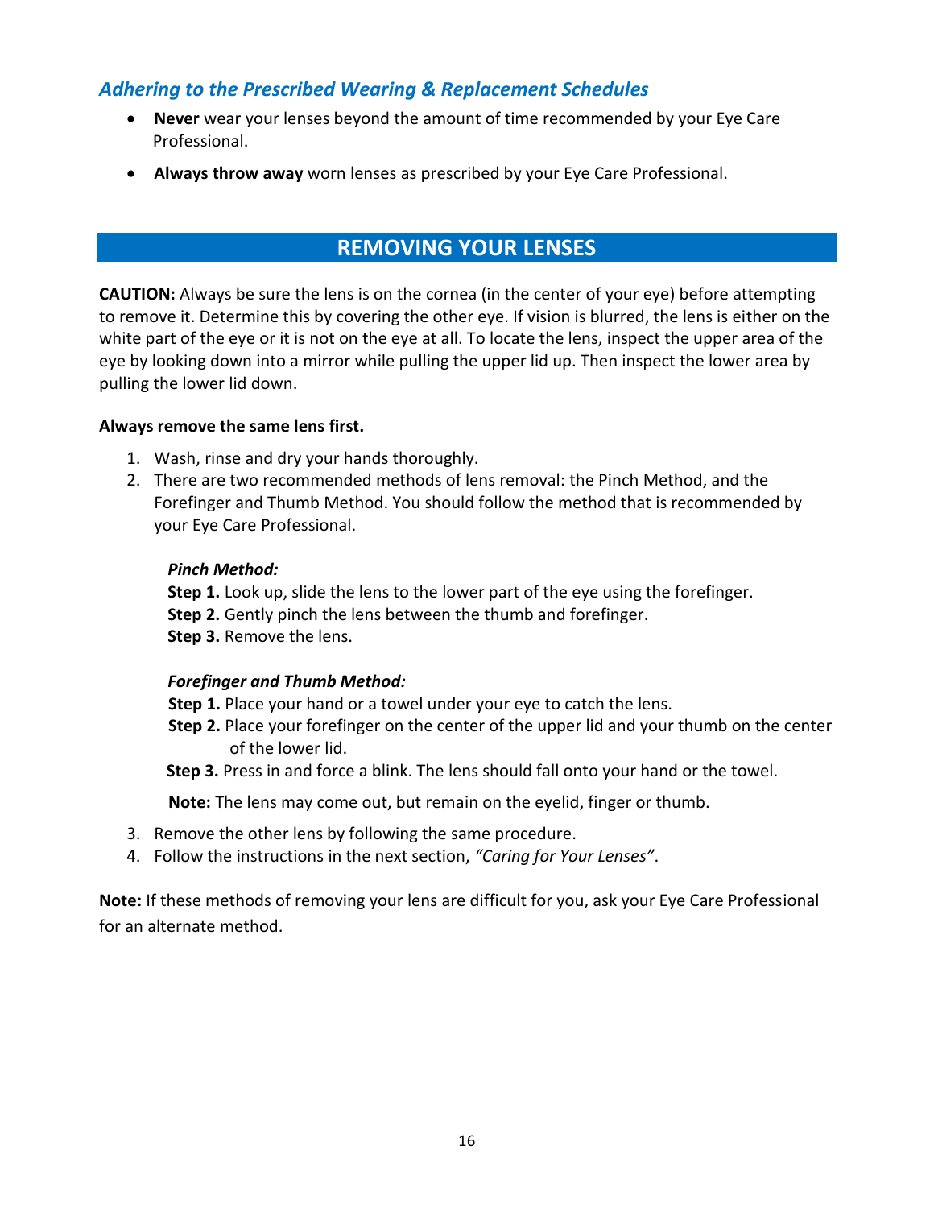### *Adhering to the Prescribed Wearing & Replacement Schedules*

- **Never** wear your lenses beyond the amount of time recommended by your Eye Care Professional.
- **Always throw away** worn lenses as prescribed by your Eye Care Professional.

## REMOVING YOUR LENSES

**CAUTION:** Always be sure the lens is on the cornea (in the center of your eye) before attempting to remove it. Determine this by covering the other eye. If vision is blurred, the lens is either on the white part of the eye or it is not on the eye at all. To locate the lens, inspect the upper area of the eye by looking down into a mirror while pulling the upper lid up. Then inspect the lower area by pulling the lower lid down.

**Always remove the same lens first.**

1. Wash, rinse and dry your hands thoroughly.
2. There are two recommended methods of lens removal: the Pinch Method, and the Forefinger and Thumb Method. You should follow the method that is recommended by your Eye Care Professional.

   ***Pinch Method:***
   **Step 1.** Look up, slide the lens to the lower part of the eye using the forefinger.
   **Step 2.** Gently pinch the lens between the thumb and forefinger.
   **Step 3.** Remove the lens.

   ***Forefinger and Thumb Method:***
   **Step 1.** Place your hand or a towel under your eye to catch the lens.
   **Step 2.** Place your forefinger on the center of the upper lid and your thumb on the center of the lower lid.
   **Step 3.** Press in and force a blink. The lens should fall onto your hand or the towel.

   **Note:** The lens may come out, but remain on the eyelid, finger or thumb.

3. Remove the other lens by following the same procedure.
4. Follow the instructions in the next section, *"Caring for Your Lenses"*.

**Note:** If these methods of removing your lens are difficult for you, ask your Eye Care Professional for an alternate method.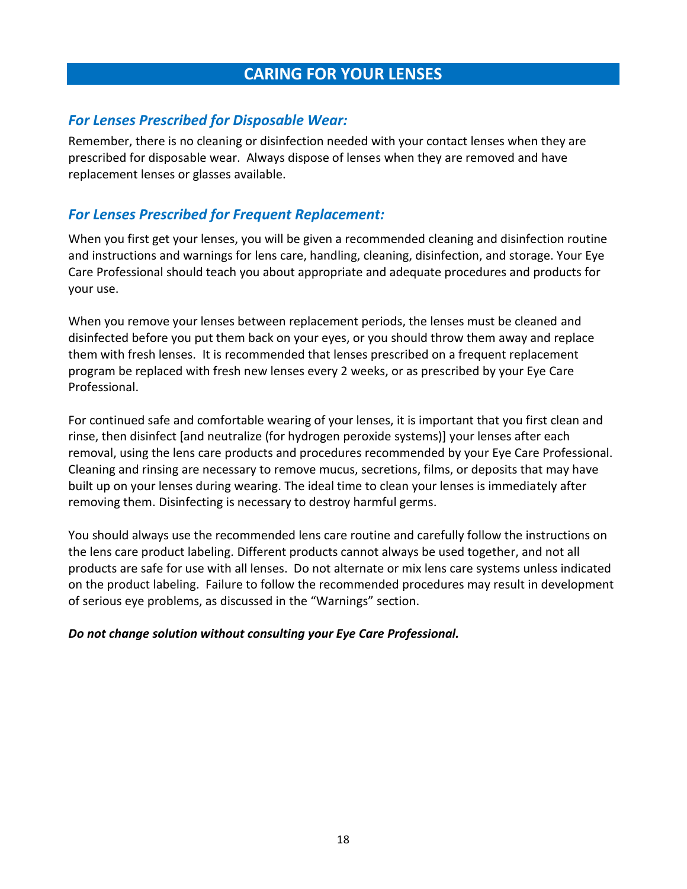# CARING FOR YOUR LENSES

## *For Lenses Prescribed for Disposable Wear:*

Remember, there is no cleaning or disinfection needed with your contact lenses when they are prescribed for disposable wear. Always dispose of lenses when they are removed and have replacement lenses or glasses available.

## *For Lenses Prescribed for Frequent Replacement:*

When you first get your lenses, you will be given a recommended cleaning and disinfection routine and instructions and warnings for lens care, handling, cleaning, disinfection, and storage. Your Eye Care Professional should teach you about appropriate and adequate procedures and products for your use.

When you remove your lenses between replacement periods, the lenses must be cleaned and disinfected before you put them back on your eyes, or you should throw them away and replace them with fresh lenses. It is recommended that lenses prescribed on a frequent replacement program be replaced with fresh new lenses every 2 weeks, or as prescribed by your Eye Care Professional.

For continued safe and comfortable wearing of your lenses, it is important that you first clean and rinse, then disinfect [and neutralize (for hydrogen peroxide systems)] your lenses after each removal, using the lens care products and procedures recommended by your Eye Care Professional. Cleaning and rinsing are necessary to remove mucus, secretions, films, or deposits that may have built up on your lenses during wearing. The ideal time to clean your lenses is immediately after removing them. Disinfecting is necessary to destroy harmful germs.

You should always use the recommended lens care routine and carefully follow the instructions on the lens care product labeling. Different products cannot always be used together, and not all products are safe for use with all lenses. Do not alternate or mix lens care systems unless indicated on the product labeling. Failure to follow the recommended procedures may result in development of serious eye problems, as discussed in the "Warnings" section.

***Do not change solution without consulting your Eye Care Professional.***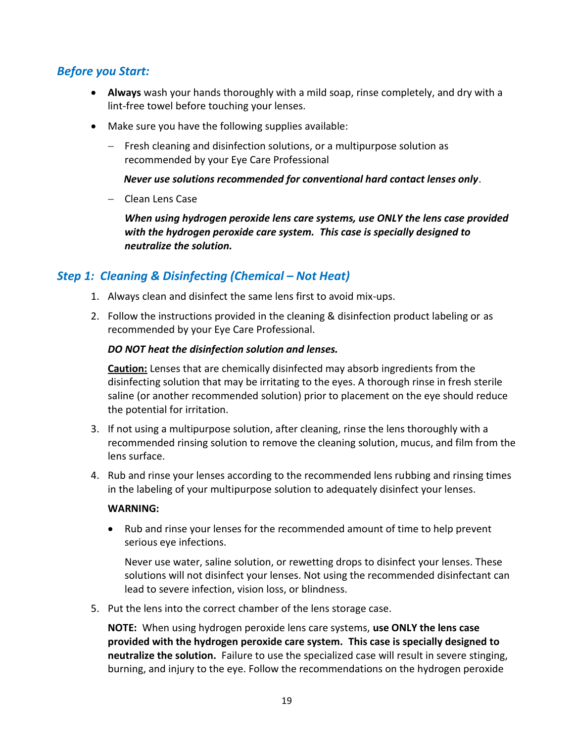## *Before you Start:*

- **Always** wash your hands thoroughly with a mild soap, rinse completely, and dry with a lint-free towel before touching your lenses.
- Make sure you have the following supplies available:
  - Fresh cleaning and disinfection solutions, or a multipurpose solution as recommended by your Eye Care Professional

    ***Never use solutions recommended for conventional hard contact lenses only***.

  - Clean Lens Case

    ***When using hydrogen peroxide lens care systems, use ONLY the lens case provided with the hydrogen peroxide care system. This case is specially designed to neutralize the solution.***

## *Step 1: Cleaning & Disinfecting (Chemical – Not Heat)*

1. Always clean and disinfect the same lens first to avoid mix-ups.
2. Follow the instructions provided in the cleaning & disinfection product labeling or as recommended by your Eye Care Professional.

   ***DO NOT heat the disinfection solution and lenses.***

   **Caution:** Lenses that are chemically disinfected may absorb ingredients from the disinfecting solution that may be irritating to the eyes. A thorough rinse in fresh sterile saline (or another recommended solution) prior to placement on the eye should reduce the potential for irritation.

3. If not using a multipurpose solution, after cleaning, rinse the lens thoroughly with a recommended rinsing solution to remove the cleaning solution, mucus, and film from the lens surface.
4. Rub and rinse your lenses according to the recommended lens rubbing and rinsing times in the labeling of your multipurpose solution to adequately disinfect your lenses.

   **WARNING:**

   - Rub and rinse your lenses for the recommended amount of time to help prevent serious eye infections.

     Never use water, saline solution, or rewetting drops to disinfect your lenses. These solutions will not disinfect your lenses. Not using the recommended disinfectant can lead to severe infection, vision loss, or blindness.

5. Put the lens into the correct chamber of the lens storage case.

   **NOTE:** When using hydrogen peroxide lens care systems, **use ONLY the lens case provided with the hydrogen peroxide care system. This case is specially designed to neutralize the solution.** Failure to use the specialized case will result in severe stinging, burning, and injury to the eye. Follow the recommendations on the hydrogen peroxide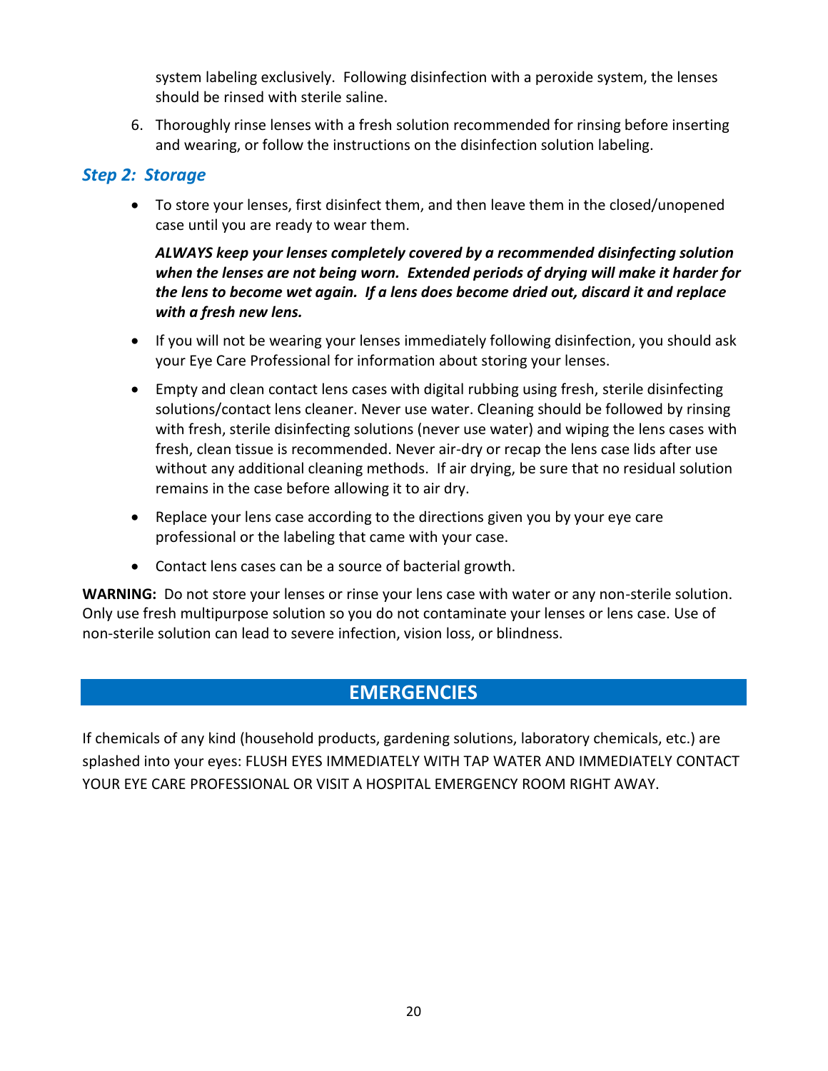system labeling exclusively. Following disinfection with a peroxide system, the lenses should be rinsed with sterile saline.

6. Thoroughly rinse lenses with a fresh solution recommended for rinsing before inserting and wearing, or follow the instructions on the disinfection solution labeling.

### *Step 2: Storage*

- To store your lenses, first disinfect them, and then leave them in the closed/unopened case until you are ready to wear them.

  ***ALWAYS keep your lenses completely covered by a recommended disinfecting solution when the lenses are not being worn. Extended periods of drying will make it harder for the lens to become wet again. If a lens does become dried out, discard it and replace with a fresh new lens.***

- If you will not be wearing your lenses immediately following disinfection, you should ask your Eye Care Professional for information about storing your lenses.
- Empty and clean contact lens cases with digital rubbing using fresh, sterile disinfecting solutions/contact lens cleaner. Never use water. Cleaning should be followed by rinsing with fresh, sterile disinfecting solutions (never use water) and wiping the lens cases with fresh, clean tissue is recommended. Never air-dry or recap the lens case lids after use without any additional cleaning methods. If air drying, be sure that no residual solution remains in the case before allowing it to air dry.
- Replace your lens case according to the directions given you by your eye care professional or the labeling that came with your case.
- Contact lens cases can be a source of bacterial growth.

**WARNING:** Do not store your lenses or rinse your lens case with water or any non-sterile solution. Only use fresh multipurpose solution so you do not contaminate your lenses or lens case. Use of non-sterile solution can lead to severe infection, vision loss, or blindness.

## EMERGENCIES

If chemicals of any kind (household products, gardening solutions, laboratory chemicals, etc.) are splashed into your eyes: FLUSH EYES IMMEDIATELY WITH TAP WATER AND IMMEDIATELY CONTACT YOUR EYE CARE PROFESSIONAL OR VISIT A HOSPITAL EMERGENCY ROOM RIGHT AWAY.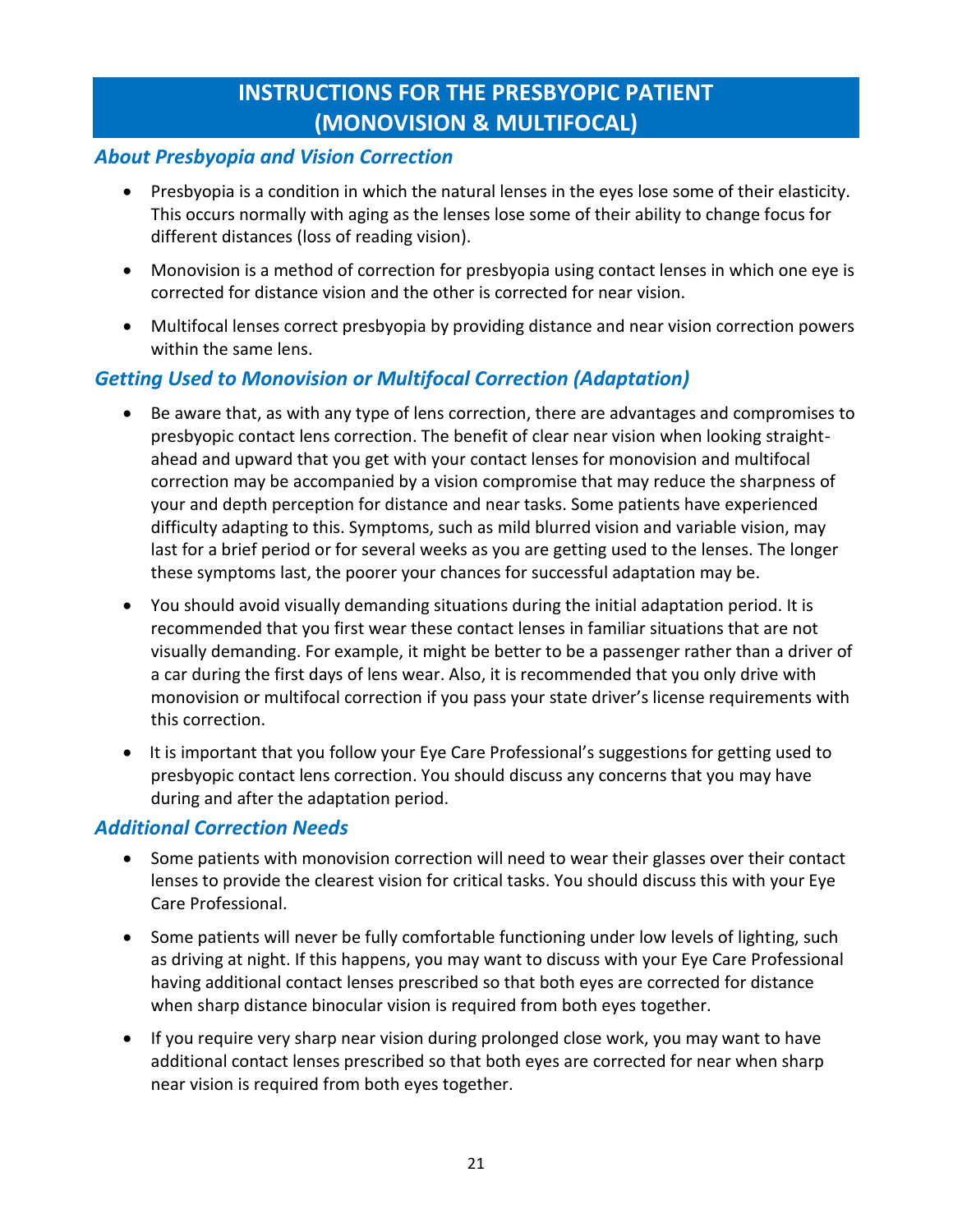# INSTRUCTIONS FOR THE PRESBYOPIC PATIENT (MONOVISION & MULTIFOCAL)

### *About Presbyopia and Vision Correction*

- Presbyopia is a condition in which the natural lenses in the eyes lose some of their elasticity. This occurs normally with aging as the lenses lose some of their ability to change focus for different distances (loss of reading vision).
- Monovision is a method of correction for presbyopia using contact lenses in which one eye is corrected for distance vision and the other is corrected for near vision.
- Multifocal lenses correct presbyopia by providing distance and near vision correction powers within the same lens.

### *Getting Used to Monovision or Multifocal Correction (Adaptation)*

- Be aware that, as with any type of lens correction, there are advantages and compromises to presbyopic contact lens correction. The benefit of clear near vision when looking straight-ahead and upward that you get with your contact lenses for monovision and multifocal correction may be accompanied by a vision compromise that may reduce the sharpness of your and depth perception for distance and near tasks. Some patients have experienced difficulty adapting to this. Symptoms, such as mild blurred vision and variable vision, may last for a brief period or for several weeks as you are getting used to the lenses. The longer these symptoms last, the poorer your chances for successful adaptation may be.
- You should avoid visually demanding situations during the initial adaptation period. It is recommended that you first wear these contact lenses in familiar situations that are not visually demanding. For example, it might be better to be a passenger rather than a driver of a car during the first days of lens wear. Also, it is recommended that you only drive with monovision or multifocal correction if you pass your state driver's license requirements with this correction.
- It is important that you follow your Eye Care Professional's suggestions for getting used to presbyopic contact lens correction. You should discuss any concerns that you may have during and after the adaptation period.

### *Additional Correction Needs*

- Some patients with monovision correction will need to wear their glasses over their contact lenses to provide the clearest vision for critical tasks. You should discuss this with your Eye Care Professional.
- Some patients will never be fully comfortable functioning under low levels of lighting, such as driving at night. If this happens, you may want to discuss with your Eye Care Professional having additional contact lenses prescribed so that both eyes are corrected for distance when sharp distance binocular vision is required from both eyes together.
- If you require very sharp near vision during prolonged close work, you may want to have additional contact lenses prescribed so that both eyes are corrected for near when sharp near vision is required from both eyes together.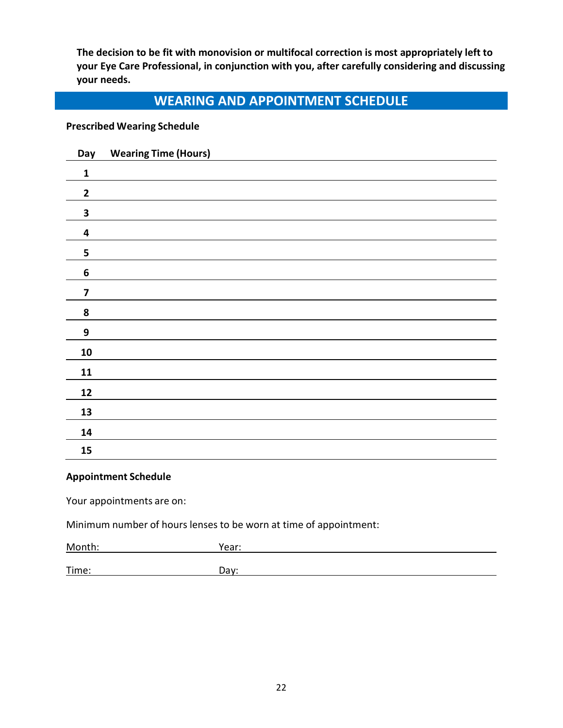**The decision to be fit with monovision or multifocal correction is most appropriately left to your Eye Care Professional, in conjunction with you, after carefully considering and discussing your needs.**

## WEARING AND APPOINTMENT SCHEDULE

**Prescribed Wearing Schedule**

| Day | Wearing Time (Hours) |
|---|---|
| 1 | |
| 2 | |
| 3 | |
| 4 | |
| 5 | |
| 6 | |
| 7 | |
| 8 | |
| 9 | |
| 10 | |
| 11 | |
| 12 | |
| 13 | |
| 14 | |
| 15 | |

**Appointment Schedule**

Your appointments are on:

Minimum number of hours lenses to be worn at time of appointment:

Month: \_\_\_\_\_\_\_\_\_\_\_\_\_\_\_\_ Year: \_\_\_\_\_\_\_\_\_\_\_\_\_\_\_\_

Time: \_\_\_\_\_\_\_\_\_\_\_\_\_\_\_\_ Day: \_\_\_\_\_\_\_\_\_\_\_\_\_\_\_\_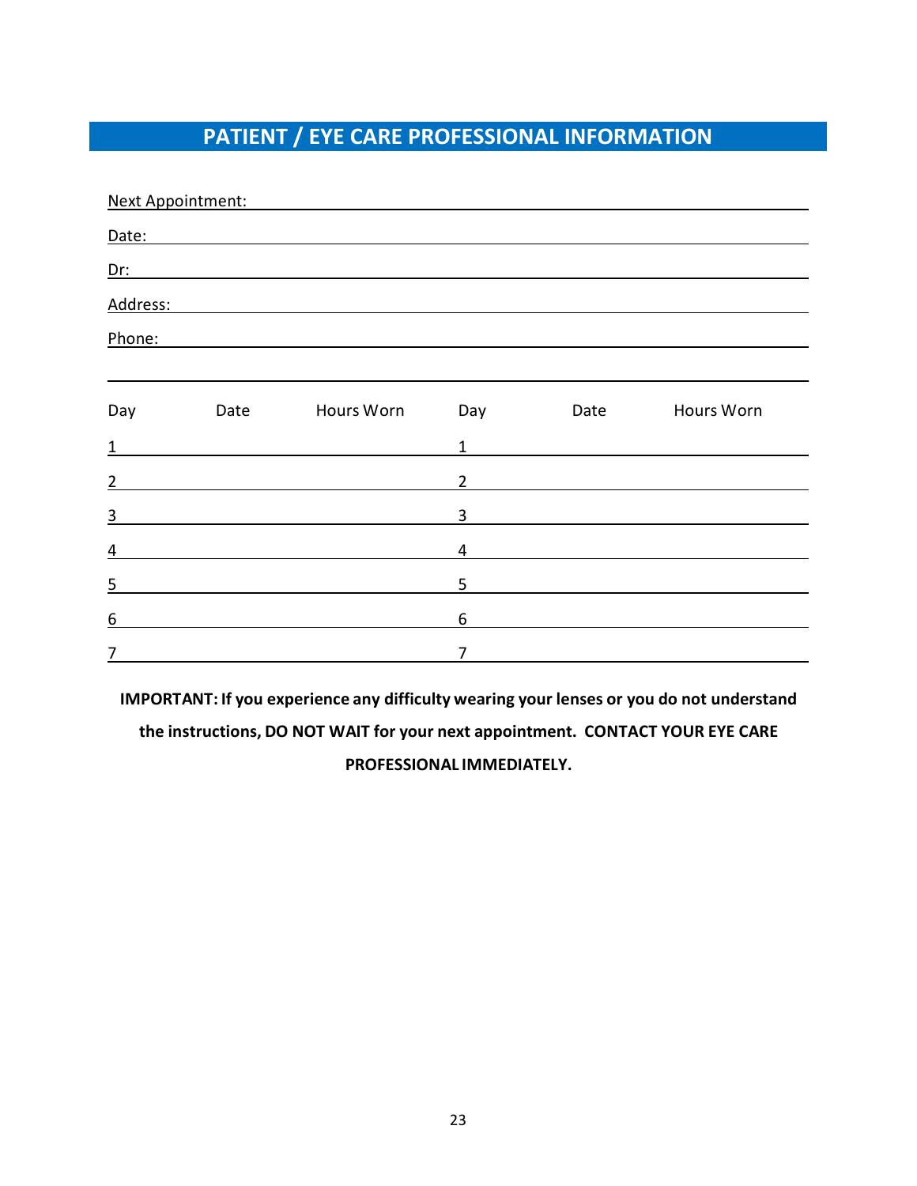## PATIENT / EYE CARE PROFESSIONAL INFORMATION

Next Appointment: \_\_\_\_\_\_\_\_\_\_\_\_\_\_\_\_\_\_\_\_\_\_\_\_\_\_\_\_\_\_\_\_\_\_\_\_\_\_\_\_

Date: \_\_\_\_\_\_\_\_\_\_\_\_\_\_\_\_\_\_\_\_\_\_\_\_\_\_\_\_\_\_\_\_\_\_\_\_\_\_\_\_

Dr: \_\_\_\_\_\_\_\_\_\_\_\_\_\_\_\_\_\_\_\_\_\_\_\_\_\_\_\_\_\_\_\_\_\_\_\_\_\_\_\_

Address: \_\_\_\_\_\_\_\_\_\_\_\_\_\_\_\_\_\_\_\_\_\_\_\_\_\_\_\_\_\_\_\_\_\_\_\_\_\_\_\_

Phone: \_\_\_\_\_\_\_\_\_\_\_\_\_\_\_\_\_\_\_\_\_\_\_\_\_\_\_\_\_\_\_\_\_\_\_\_\_\_\_\_

| Day | Date | Hours Worn | Day | Date | Hours Worn |
|---|---|---|---|---|---|
| 1 | | | 1 | | |
| 2 | | | 2 | | |
| 3 | | | 3 | | |
| 4 | | | 4 | | |
| 5 | | | 5 | | |
| 6 | | | 6 | | |
| 7 | | | 7 | | |

**IMPORTANT: If you experience any difficulty wearing your lenses or you do not understand the instructions, DO NOT WAIT for your next appointment. CONTACT YOUR EYE CARE PROFESSIONAL IMMEDIATELY.**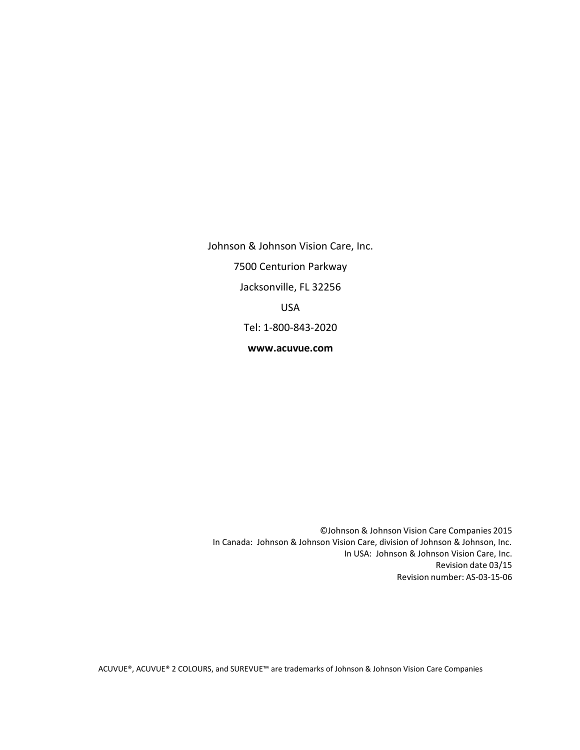Johnson & Johnson Vision Care, Inc.

7500 Centurion Parkway

Jacksonville, FL 32256

USA

Tel: 1-800-843-2020

**www.acuvue.com**

©Johnson & Johnson Vision Care Companies 2015
In Canada: Johnson & Johnson Vision Care, division of Johnson & Johnson, Inc.
In USA: Johnson & Johnson Vision Care, Inc.
Revision date 03/15
Revision number: AS-03-15-06

ACUVUE®, ACUVUE® 2 COLOURS, and SUREVUE™ are trademarks of Johnson & Johnson Vision Care Companies